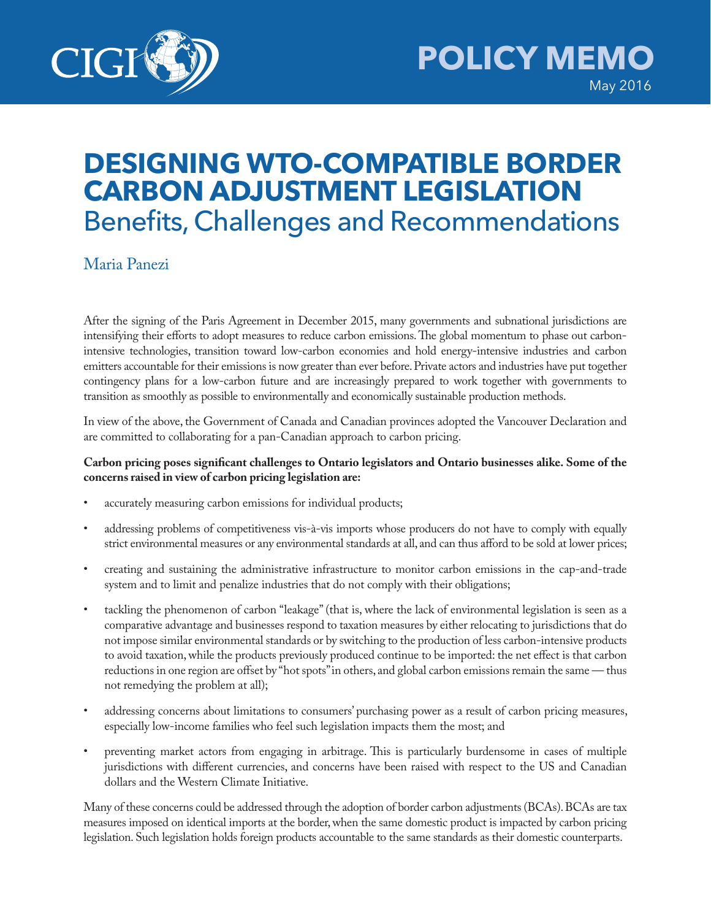# DESIGNING WTO-COMPATIBLE BORDER CARBON ADJUSTMENT LEGISLATION

## Benefits, Challenges and Recommendations

Maria Panezi

After the signing of the Paris Agreement in December 2015, many governments and subnational jurisdictions are intensifying their efforts to adopt measures to reduce carbon emissions. The global momentum to phase out carbon-intensive technologies, transition toward low-carbon economies and hold energy-intensive industries and carbon emitters accountable for their emissions is now greater than ever before. Private actors and industries have put together contingency plans for a low-carbon future and are increasingly prepared to work together with governments to transition as smoothly as possible to environmentally and economically sustainable production methods.

In view of the above, the Government of Canada and Canadian provinces adopted the Vancouver Declaration and are committed to collaborating for a pan-Canadian approach to carbon pricing.

**Carbon pricing poses significant challenges to Ontario legislators and Ontario businesses alike. Some of the concerns raised in view of carbon pricing legislation are:**

- accurately measuring carbon emissions for individual products;
- addressing problems of competitiveness vis-à-vis imports whose producers do not have to comply with equally strict environmental measures or any environmental standards at all, and can thus afford to be sold at lower prices;
- creating and sustaining the administrative infrastructure to monitor carbon emissions in the cap-and-trade system and to limit and penalize industries that do not comply with their obligations;
- tackling the phenomenon of carbon "leakage" (that is, where the lack of environmental legislation is seen as a comparative advantage and businesses respond to taxation measures by either relocating to jurisdictions that do not impose similar environmental standards or by switching to the production of less carbon-intensive products to avoid taxation, while the products previously produced continue to be imported: the net effect is that carbon reductions in one region are offset by "hot spots" in others, and global carbon emissions remain the same — thus not remedying the problem at all);
- addressing concerns about limitations to consumers' purchasing power as a result of carbon pricing measures, especially low-income families who feel such legislation impacts them the most; and
- preventing market actors from engaging in arbitrage. This is particularly burdensome in cases of multiple jurisdictions with different currencies, and concerns have been raised with respect to the US and Canadian dollars and the Western Climate Initiative.

Many of these concerns could be addressed through the adoption of border carbon adjustments (BCAs). BCAs are tax measures imposed on identical imports at the border, when the same domestic product is impacted by carbon pricing legislation. Such legislation holds foreign products accountable to the same standards as their domestic counterparts.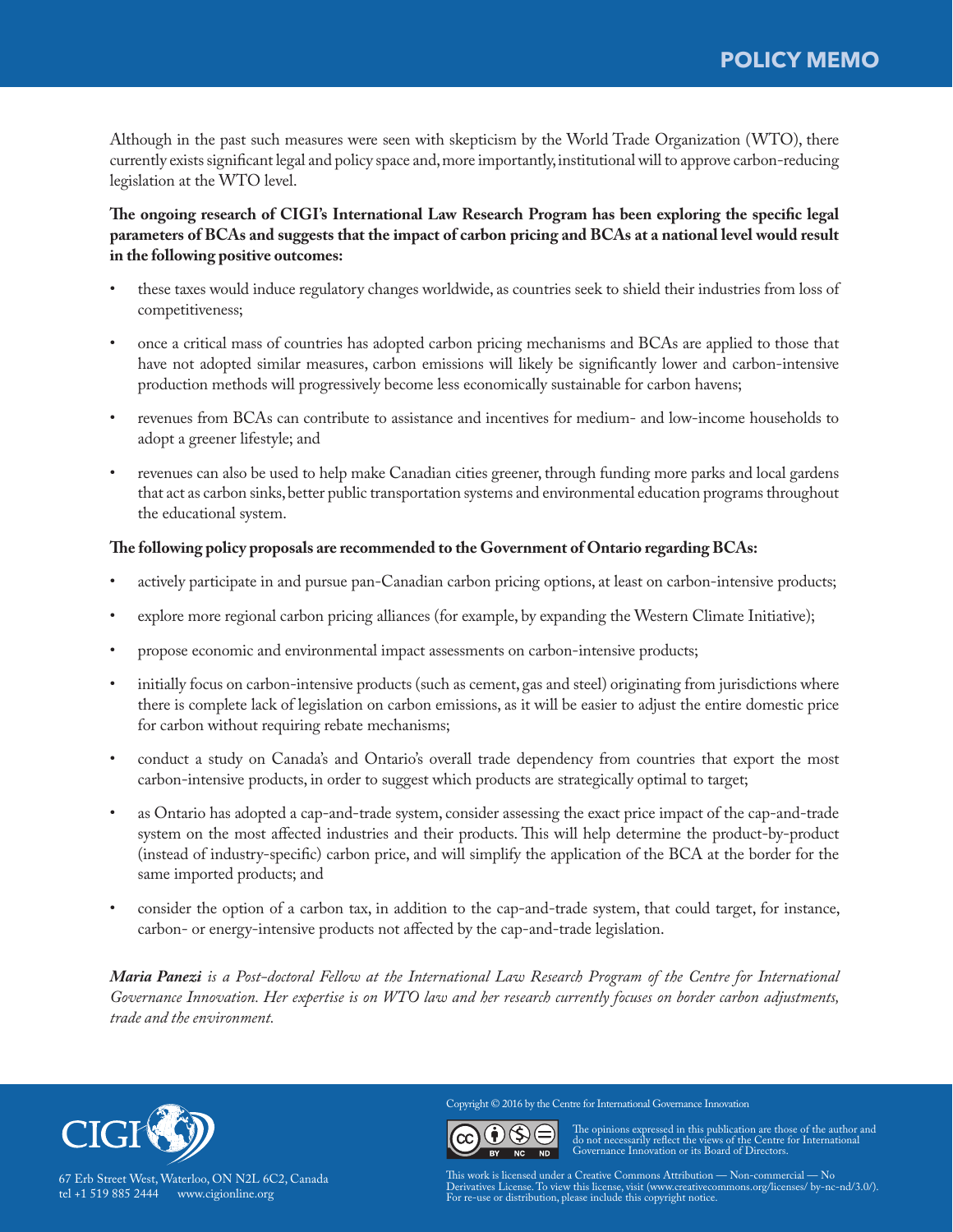Although in the past such measures were seen with skepticism by the World Trade Organization (WTO), there currently exists significant legal and policy space and, more importantly, institutional will to approve carbon-reducing legislation at the WTO level.

**The ongoing research of CIGI's International Law Research Program has been exploring the specific legal parameters of BCAs and suggests that the impact of carbon pricing and BCAs at a national level would result in the following positive outcomes:**

- these taxes would induce regulatory changes worldwide, as countries seek to shield their industries from loss of competitiveness;
- once a critical mass of countries has adopted carbon pricing mechanisms and BCAs are applied to those that have not adopted similar measures, carbon emissions will likely be significantly lower and carbon-intensive production methods will progressively become less economically sustainable for carbon havens;
- revenues from BCAs can contribute to assistance and incentives for medium- and low-income households to adopt a greener lifestyle; and
- revenues can also be used to help make Canadian cities greener, through funding more parks and local gardens that act as carbon sinks, better public transportation systems and environmental education programs throughout the educational system.

**The following policy proposals are recommended to the Government of Ontario regarding BCAs:**

- actively participate in and pursue pan-Canadian carbon pricing options, at least on carbon-intensive products;
- explore more regional carbon pricing alliances (for example, by expanding the Western Climate Initiative);
- propose economic and environmental impact assessments on carbon-intensive products;
- initially focus on carbon-intensive products (such as cement, gas and steel) originating from jurisdictions where there is complete lack of legislation on carbon emissions, as it will be easier to adjust the entire domestic price for carbon without requiring rebate mechanisms;
- conduct a study on Canada's and Ontario's overall trade dependency from countries that export the most carbon-intensive products, in order to suggest which products are strategically optimal to target;
- as Ontario has adopted a cap-and-trade system, consider assessing the exact price impact of the cap-and-trade system on the most affected industries and their products. This will help determine the product-by-product (instead of industry-specific) carbon price, and will simplify the application of the BCA at the border for the same imported products; and
- consider the option of a carbon tax, in addition to the cap-and-trade system, that could target, for instance, carbon- or energy-intensive products not affected by the cap-and-trade legislation.

***Maria Panezi** is a Post-doctoral Fellow at the International Law Research Program of the Centre for International Governance Innovation. Her expertise is on WTO law and her research currently focuses on border carbon adjustments, trade and the environment.*

Copyright © 2016 by the Centre for International Governance Innovation

The opinions expressed in this publication are those of the author and do not necessarily reflect the views of the Centre for International Governance Innovation or its Board of Directors.

This work is licensed under a Creative Commons Attribution — Non-commercial — No Derivatives License. To view this license, visit (www.creativecommons.org/licenses/ by-nc-nd/3.0/). For re-use or distribution, please include this copyright notice.

67 Erb Street West, Waterloo, ON N2L 6C2, Canada
tel +1 519 885 2444 www.cigionline.org